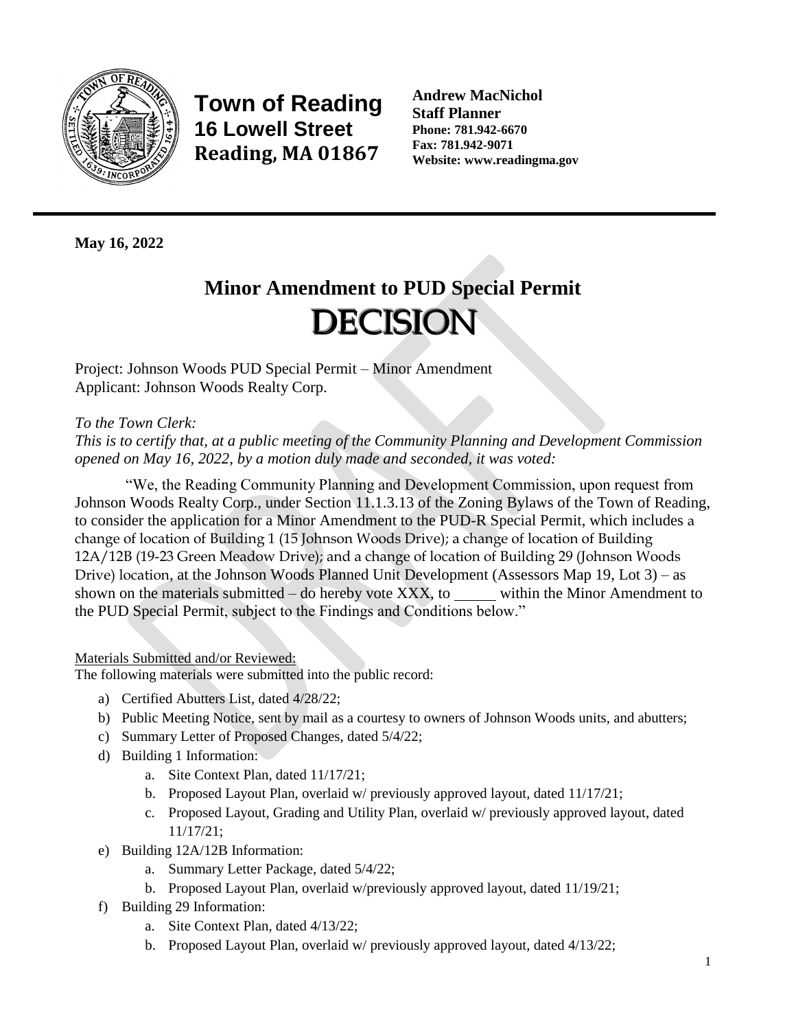**Town of Reading**
**16 Lowell Street**
**Reading, MA 01867**

**Andrew MacNichol**
**Staff Planner**
**Phone: 781.942-6670**
**Fax: 781.942-9071**
**Website: www.readingma.gov**

**May 16, 2022**

# Minor Amendment to PUD Special Permit

# DECISION

Project: Johnson Woods PUD Special Permit – Minor Amendment
Applicant: Johnson Woods Realty Corp.

*To the Town Clerk:*
*This is to certify that, at a public meeting of the Community Planning and Development Commission opened on May 16, 2022, by a motion duly made and seconded, it was voted:*

"We, the Reading Community Planning and Development Commission, upon request from Johnson Woods Realty Corp., under Section 11.1.3.13 of the Zoning Bylaws of the Town of Reading, to consider the application for a Minor Amendment to the PUD-R Special Permit, which includes a change of location of Building 1 (15 Johnson Woods Drive); a change of location of Building 12A/12B (19-23 Green Meadow Drive); and a change of location of Building 29 (Johnson Woods Drive) location, at the Johnson Woods Planned Unit Development (Assessors Map 19, Lot 3) – as shown on the materials submitted – do hereby vote XXX, to _____ within the Minor Amendment to the PUD Special Permit, subject to the Findings and Conditions below."

Materials Submitted and/or Reviewed:
The following materials were submitted into the public record:

a) Certified Abutters List, dated 4/28/22;
b) Public Meeting Notice, sent by mail as a courtesy to owners of Johnson Woods units, and abutters;
c) Summary Letter of Proposed Changes, dated 5/4/22;
d) Building 1 Information:
   a. Site Context Plan, dated 11/17/21;
   b. Proposed Layout Plan, overlaid w/ previously approved layout, dated 11/17/21;
   c. Proposed Layout, Grading and Utility Plan, overlaid w/ previously approved layout, dated 11/17/21;
e) Building 12A/12B Information:
   a. Summary Letter Package, dated 5/4/22;
   b. Proposed Layout Plan, overlaid w/previously approved layout, dated 11/19/21;
f) Building 29 Information:
   a. Site Context Plan, dated 4/13/22;
   b. Proposed Layout Plan, overlaid w/ previously approved layout, dated 4/13/22;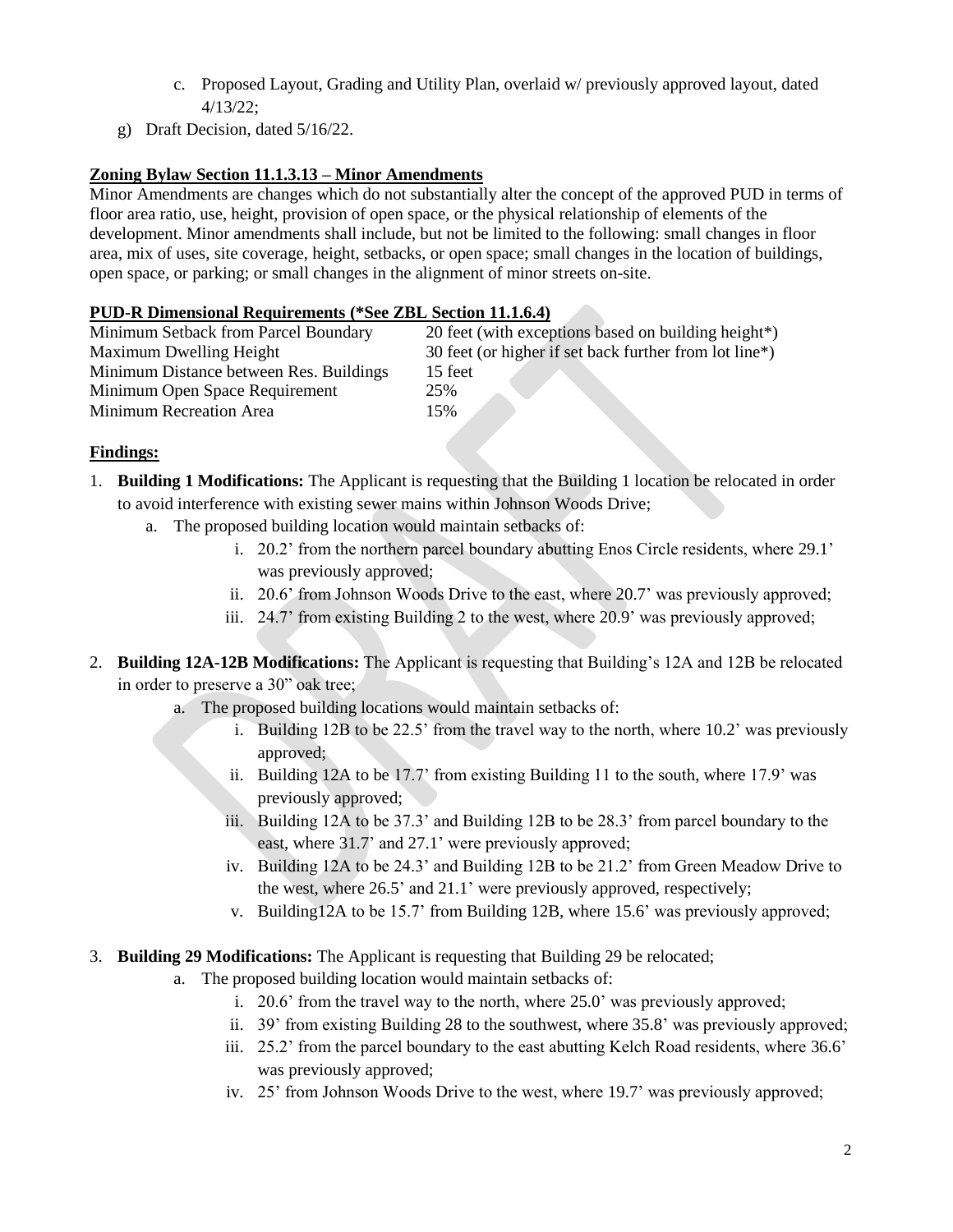c. Proposed Layout, Grading and Utility Plan, overlaid w/ previously approved layout, dated 4/13/22;

g) Draft Decision, dated 5/16/22.

**Zoning Bylaw Section 11.1.3.13 – Minor Amendments**

Minor Amendments are changes which do not substantially alter the concept of the approved PUD in terms of floor area ratio, use, height, provision of open space, or the physical relationship of elements of the development. Minor amendments shall include, but not be limited to the following: small changes in floor area, mix of uses, site coverage, height, setbacks, or open space; small changes in the location of buildings, open space, or parking; or small changes in the alignment of minor streets on-site.

**PUD-R Dimensional Requirements (*See ZBL Section 11.1.6.4)**

| | |
|---|---|
| Minimum Setback from Parcel Boundary | 20 feet (with exceptions based on building height*) |
| Maximum Dwelling Height | 30 feet (or higher if set back further from lot line*) |
| Minimum Distance between Res. Buildings | 15 feet |
| Minimum Open Space Requirement | 25% |
| Minimum Recreation Area | 15% |

**Findings:**

1. **Building 1 Modifications:** The Applicant is requesting that the Building 1 location be relocated in order to avoid interference with existing sewer mains within Johnson Woods Drive;
   a. The proposed building location would maintain setbacks of:
      i. 20.2' from the northern parcel boundary abutting Enos Circle residents, where 29.1' was previously approved;
      ii. 20.6' from Johnson Woods Drive to the east, where 20.7' was previously approved;
      iii. 24.7' from existing Building 2 to the west, where 20.9' was previously approved;

2. **Building 12A-12B Modifications:** The Applicant is requesting that Building's 12A and 12B be relocated in order to preserve a 30" oak tree;
   a. The proposed building locations would maintain setbacks of:
      i. Building 12B to be 22.5' from the travel way to the north, where 10.2' was previously approved;
      ii. Building 12A to be 17.7' from existing Building 11 to the south, where 17.9' was previously approved;
      iii. Building 12A to be 37.3' and Building 12B to be 28.3' from parcel boundary to the east, where 31.7' and 27.1' were previously approved;
      iv. Building 12A to be 24.3' and Building 12B to be 21.2' from Green Meadow Drive to the west, where 26.5' and 21.1' were previously approved, respectively;
      v. Building12A to be 15.7' from Building 12B, where 15.6' was previously approved;

3. **Building 29 Modifications:** The Applicant is requesting that Building 29 be relocated;
   a. The proposed building location would maintain setbacks of:
      i. 20.6' from the travel way to the north, where 25.0' was previously approved;
      ii. 39' from existing Building 28 to the southwest, where 35.8' was previously approved;
      iii. 25.2' from the parcel boundary to the east abutting Kelch Road residents, where 36.6' was previously approved;
      iv. 25' from Johnson Woods Drive to the west, where 19.7' was previously approved;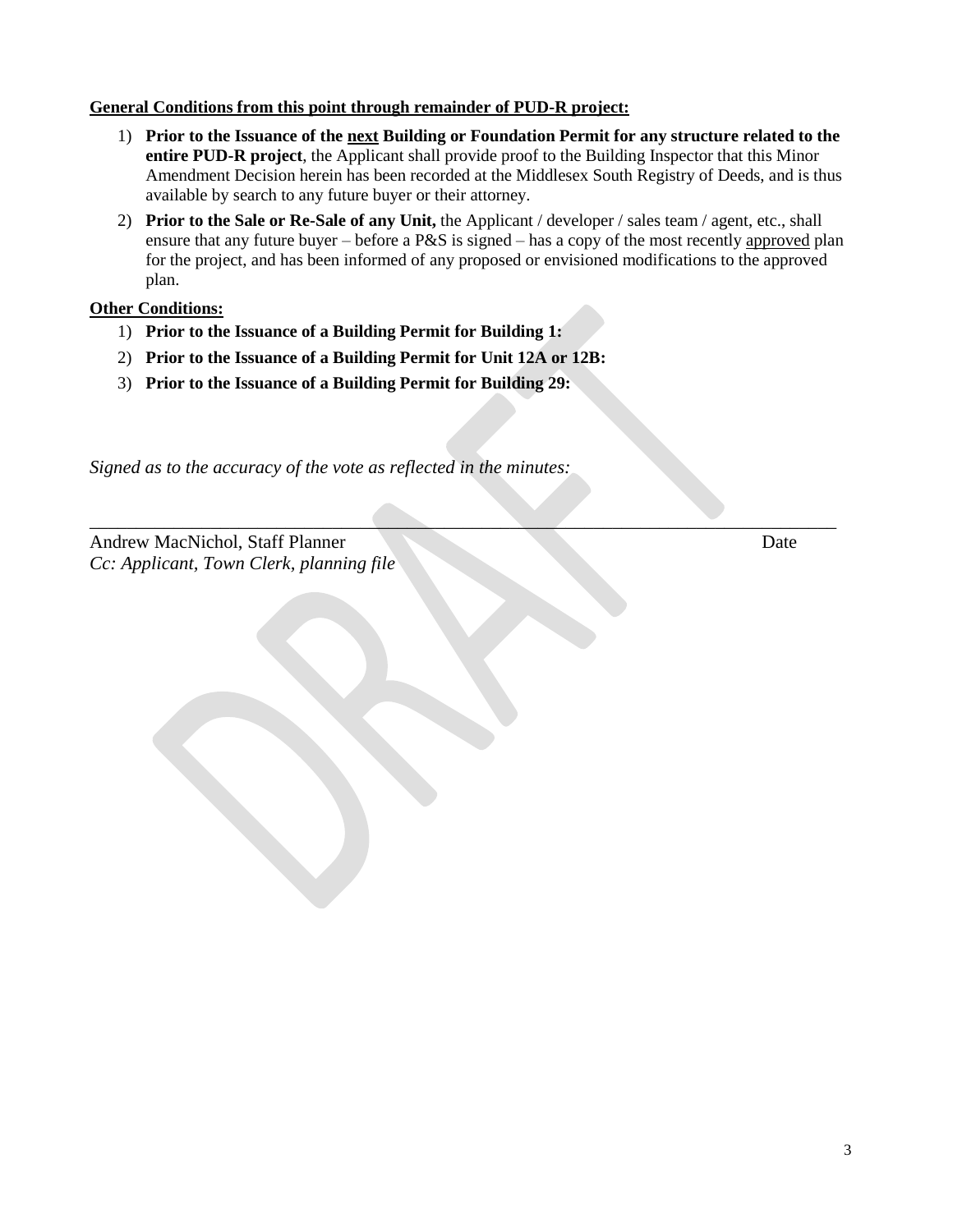**General Conditions from this point through remainder of PUD-R project:**

1) **Prior to the Issuance of the next Building or Foundation Permit for any structure related to the entire PUD-R project**, the Applicant shall provide proof to the Building Inspector that this Minor Amendment Decision herein has been recorded at the Middlesex South Registry of Deeds, and is thus available by search to any future buyer or their attorney.
2) **Prior to the Sale or Re-Sale of any Unit,** the Applicant / developer / sales team / agent, etc., shall ensure that any future buyer – before a P&S is signed – has a copy of the most recently approved plan for the project, and has been informed of any proposed or envisioned modifications to the approved plan.

**Other Conditions:**

1) **Prior to the Issuance of a Building Permit for Building 1:**
2) **Prior to the Issuance of a Building Permit for Unit 12A or 12B:**
3) **Prior to the Issuance of a Building Permit for Building 29:**

*Signed as to the accuracy of the vote as reflected in the minutes:*

\_\_\_\_\_\_\_\_\_\_\_\_\_\_\_\_\_\_\_\_\_\_\_\_\_\_\_\_\_\_\_\_\_\_\_\_\_\_\_\_\_\_\_\_\_\_\_\_\_\_\_\_\_\_\_\_\_\_\_\_\_\_\_\_\_\_\_\_\_\_

Andrew MacNichol, Staff Planner Date

*Cc: Applicant, Town Clerk, planning file*

DRAFT